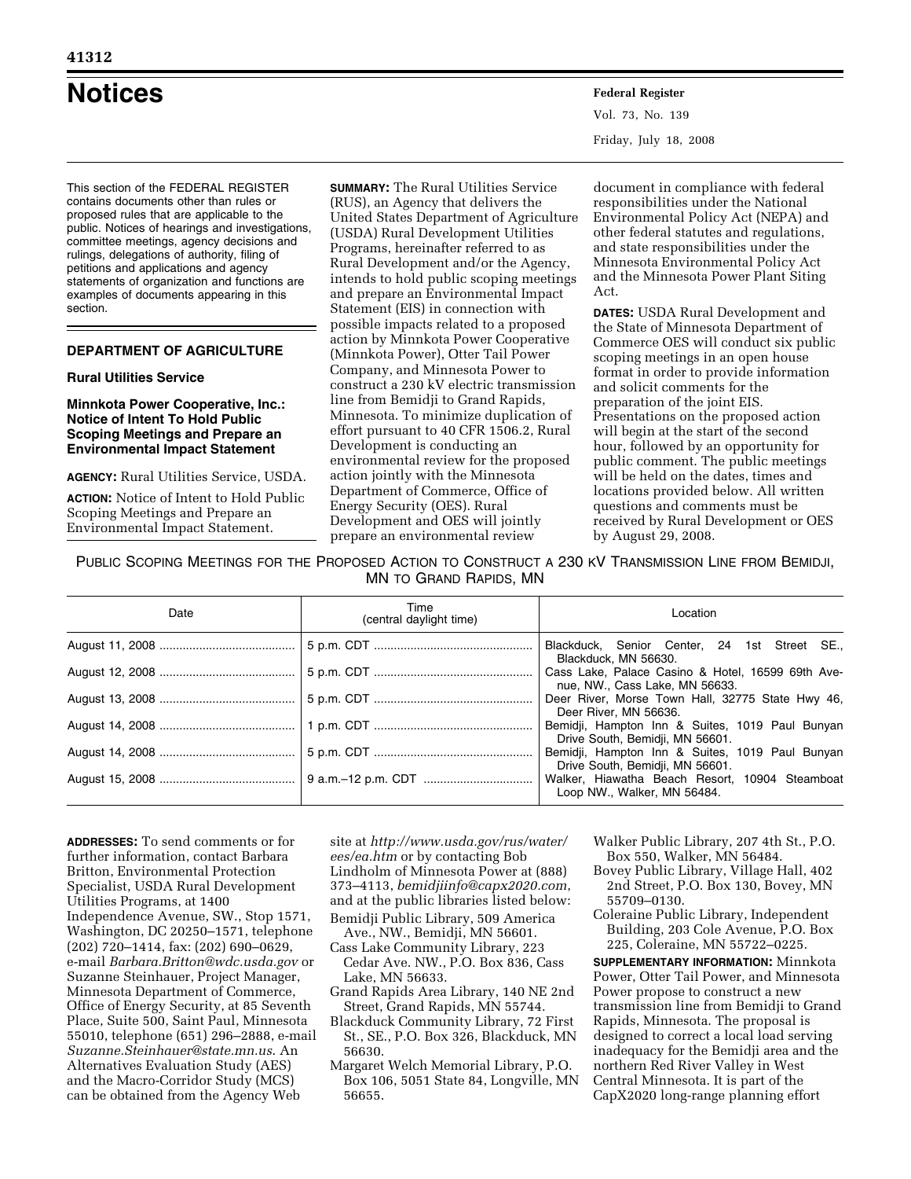# Notices

This section of the FEDERAL REGISTER contains documents other than rules or proposed rules that are applicable to the public. Notices of hearings and investigations, committee meetings, agency decisions and rulings, delegations of authority, filing of petitions and applications and agency statements of organization and functions are examples of documents appearing in this section.

## DEPARTMENT OF AGRICULTURE

### Rural Utilities Service

### Minnkota Power Cooperative, Inc.: Notice of Intent To Hold Public Scoping Meetings and Prepare an Environmental Impact Statement

**AGENCY:** Rural Utilities Service, USDA.

**ACTION:** Notice of Intent to Hold Public Scoping Meetings and Prepare an Environmental Impact Statement.

**SUMMARY:** The Rural Utilities Service (RUS), an Agency that delivers the United States Department of Agriculture (USDA) Rural Development Utilities Programs, hereinafter referred to as Rural Development and/or the Agency, intends to hold public scoping meetings and prepare an Environmental Impact Statement (EIS) in connection with possible impacts related to a proposed action by Minnkota Power Cooperative (Minnkota Power), Otter Tail Power Company, and Minnesota Power to construct a 230 kV electric transmission line from Bemidji to Grand Rapids, Minnesota. To minimize duplication of effort pursuant to 40 CFR 1506.2, Rural Development is conducting an environmental review for the proposed action jointly with the Minnesota Department of Commerce, Office of Energy Security (OES). Rural Development and OES will jointly prepare an environmental review document in compliance with federal responsibilities under the National Environmental Policy Act (NEPA) and other federal statutes and regulations, and state responsibilities under the Minnesota Environmental Policy Act and the Minnesota Power Plant Siting Act.

**DATES:** USDA Rural Development and the State of Minnesota Department of Commerce OES will conduct six public scoping meetings in an open house format in order to provide information and solicit comments for the preparation of the joint EIS. Presentations on the proposed action will begin at the start of the second hour, followed by an opportunity for public comment. The public meetings will be held on the dates, times and locations provided below. All written questions and comments must be received by Rural Development or OES by August 29, 2008.

PUBLIC SCOPING MEETINGS FOR THE PROPOSED ACTION TO CONSTRUCT A 230 kV TRANSMISSION LINE FROM BEMIDJI, MN TO GRAND RAPIDS, MN

| Date | Time (central daylight time) | Location |
|---|---|---|
| August 11, 2008 | 5 p.m. CDT | Blackduck, Senior Center, 24 1st Street SE., Blackduck, MN 56630. |
| August 12, 2008 | 5 p.m. CDT | Cass Lake, Palace Casino & Hotel, 16599 69th Avenue, NW., Cass Lake, MN 56633. |
| August 13, 2008 | 5 p.m. CDT | Deer River, Morse Town Hall, 32775 State Hwy 46, Deer River, MN 56636. |
| August 14, 2008 | 1 p.m. CDT | Bemidji, Hampton Inn & Suites, 1019 Paul Bunyan Drive South, Bemidji, MN 56601. |
| August 14, 2008 | 5 p.m. CDT | Bemidji, Hampton Inn & Suites, 1019 Paul Bunyan Drive South, Bemidji, MN 56601. |
| August 15, 2008 | 9 a.m.–12 p.m. CDT | Walker, Hiawatha Beach Resort, 10904 Steamboat Loop NW., Walker, MN 56484. |

**ADDRESSES:** To send comments or for further information, contact Barbara Britton, Environmental Protection Specialist, USDA Rural Development Utilities Programs, at 1400 Independence Avenue, SW., Stop 1571, Washington, DC 20250–1571, telephone (202) 720–1414, fax: (202) 690–0629, e-mail *Barbara.Britton@wdc.usda.gov* or Suzanne Steinhauer, Project Manager, Minnesota Department of Commerce, Office of Energy Security, at 85 Seventh Place, Suite 500, Saint Paul, Minnesota 55010, telephone (651) 296–2888, e-mail *Suzanne.Steinhauer@state.mn.us.* An Alternatives Evaluation Study (AES) and the Macro-Corridor Study (MCS) can be obtained from the Agency Web site at *http://www.usda.gov/rus/water/ees/ea.htm* or by contacting Bob Lindholm of Minnesota Power at (888) 373–4113, *bemidjiinfo@capx2020.com*, and at the public libraries listed below:

- Bemidji Public Library, 509 America Ave., NW., Bemidji, MN 56601.
- Cass Lake Community Library, 223 Cedar Ave. NW., P.O. Box 836, Cass Lake, MN 56633.
- Grand Rapids Area Library, 140 NE 2nd Street, Grand Rapids, MN 55744.
- Blackduck Community Library, 72 First St., SE., P.O. Box 326, Blackduck, MN 56630.
- Margaret Welch Memorial Library, P.O. Box 106, 5051 State 84, Longville, MN 56655.
- Walker Public Library, 207 4th St., P.O. Box 550, Walker, MN 56484.
- Bovey Public Library, Village Hall, 402 2nd Street, P.O. Box 130, Bovey, MN 55709–0130.
- Coleraine Public Library, Independent Building, 203 Cole Avenue, P.O. Box 225, Coleraine, MN 55722–0225.

**SUPPLEMENTARY INFORMATION:** Minnkota Power, Otter Tail Power, and Minnesota Power propose to construct a new transmission line from Bemidji to Grand Rapids, Minnesota. The proposal is designed to correct a local load serving inadequacy for the Bemidji area and the northern Red River Valley in West Central Minnesota. It is part of the CapX2020 long-range planning effort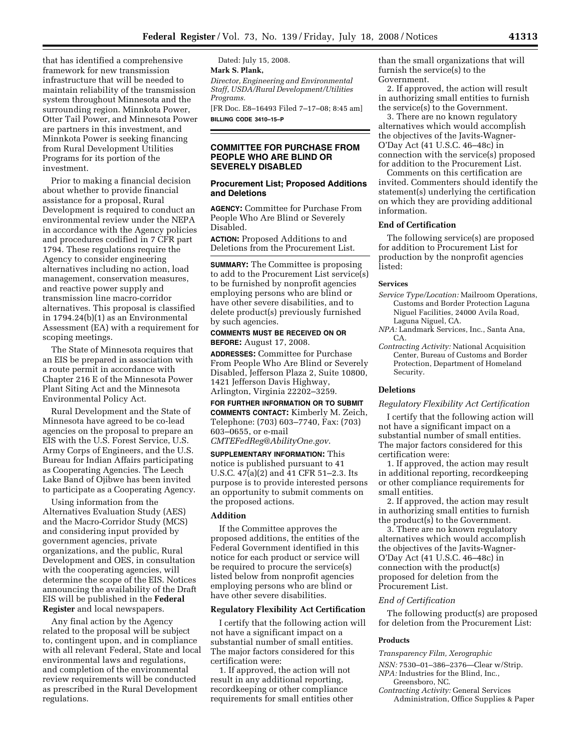that has identified a comprehensive framework for new transmission infrastructure that will be needed to maintain reliability of the transmission system throughout Minnesota and the surrounding region. Minnkota Power, Otter Tail Power, and Minnesota Power are partners in this investment, and Minnkota Power is seeking financing from Rural Development Utilities Programs for its portion of the investment.

Prior to making a financial decision about whether to provide financial assistance for a proposal, Rural Development is required to conduct an environmental review under the NEPA in accordance with the Agency policies and procedures codified in 7 CFR part 1794. These regulations require the Agency to consider engineering alternatives including no action, load management, conservation measures, and reactive power supply and transmission line macro-corridor alternatives. This proposal is classified in 1794.24(b)(1) as an Environmental Assessment (EA) with a requirement for scoping meetings.

The State of Minnesota requires that an EIS be prepared in association with a route permit in accordance with Chapter 216 E of the Minnesota Power Plant Siting Act and the Minnesota Environmental Policy Act.

Rural Development and the State of Minnesota have agreed to be co-lead agencies on the proposal to prepare an EIS with the U.S. Forest Service, U.S. Army Corps of Engineers, and the U.S. Bureau for Indian Affairs participating as Cooperating Agencies. The Leech Lake Band of Ojibwe has been invited to participate as a Cooperating Agency.

Using information from the Alternatives Evaluation Study (AES) and the Macro-Corridor Study (MCS) and considering input provided by government agencies, private organizations, and the public, Rural Development and OES, in consultation with the cooperating agencies, will determine the scope of the EIS. Notices announcing the availability of the Draft EIS will be published in the **Federal Register** and local newspapers.

Any final action by the Agency related to the proposal will be subject to, contingent upon, and in compliance with all relevant Federal, State and local environmental laws and regulations, and completion of the environmental review requirements will be conducted as prescribed in the Rural Development regulations.

Dated: July 15, 2008.

**Mark S. Plank,**

*Director, Engineering and Environmental Staff, USDA/Rural Development/Utilities Programs.*

[FR Doc. E8–16493 Filed 7–17–08; 8:45 am]

**BILLING CODE 3410–15–P**

## COMMITTEE FOR PURCHASE FROM PEOPLE WHO ARE BLIND OR SEVERELY DISABLED

### Procurement List; Proposed Additions and Deletions

**AGENCY:** Committee for Purchase From People Who Are Blind or Severely Disabled.

**ACTION:** Proposed Additions to and Deletions from the Procurement List.

**SUMMARY:** The Committee is proposing to add to the Procurement List service(s) to be furnished by nonprofit agencies employing persons who are blind or have other severe disabilities, and to delete product(s) previously furnished by such agencies.

**COMMENTS MUST BE RECEIVED ON OR BEFORE:** August 17, 2008.

**ADDRESSES:** Committee for Purchase From People Who Are Blind or Severely Disabled, Jefferson Plaza 2, Suite 10800, 1421 Jefferson Davis Highway, Arlington, Virginia 22202–3259.

**FOR FURTHER INFORMATION OR TO SUBMIT COMMENTS CONTACT:** Kimberly M. Zeich, Telephone: (703) 603–7740, Fax: (703) 603–0655, or e-mail *CMTEFedReg@AbilityOne.gov*.

**SUPPLEMENTARY INFORMATION:** This notice is published pursuant to 41 U.S.C. 47(a)(2) and 41 CFR 51–2.3. Its purpose is to provide interested persons an opportunity to submit comments on the proposed actions.

### Addition

If the Committee approves the proposed additions, the entities of the Federal Government identified in this notice for each product or service will be required to procure the service(s) listed below from nonprofit agencies employing persons who are blind or have other severe disabilities.

### Regulatory Flexibility Act Certification

I certify that the following action will not have a significant impact on a substantial number of small entities. The major factors considered for this certification were:

1. If approved, the action will not result in any additional reporting, recordkeeping or other compliance requirements for small entities other than the small organizations that will furnish the service(s) to the Government.

2. If approved, the action will result in authorizing small entities to furnish the service(s) to the Government.

3. There are no known regulatory alternatives which would accomplish the objectives of the Javits-Wagner-O'Day Act (41 U.S.C. 46–48c) in connection with the service(s) proposed for addition to the Procurement List.

Comments on this certification are invited. Commenters should identify the statement(s) underlying the certification on which they are providing additional information.

### End of Certification

The following service(s) are proposed for addition to Procurement List for production by the nonprofit agencies listed:

#### Services

*Service Type/Location:* Mailroom Operations, Customs and Border Protection Laguna Niguel Facilities, 24000 Avila Road, Laguna Niguel, CA.

*NPA:* Landmark Services, Inc., Santa Ana, CA.

*Contracting Activity:* National Acquisition Center, Bureau of Customs and Border Protection, Department of Homeland Security.

### Deletions

*Regulatory Flexibility Act Certification*

I certify that the following action will not have a significant impact on a substantial number of small entities. The major factors considered for this certification were:

1. If approved, the action may result in additional reporting, recordkeeping or other compliance requirements for small entities.

2. If approved, the action may result in authorizing small entities to furnish the product(s) to the Government.

3. There are no known regulatory alternatives which would accomplish the objectives of the Javits-Wagner-O'Day Act (41 U.S.C. 46–48c) in connection with the product(s) proposed for deletion from the Procurement List.

*End of Certification*

The following product(s) are proposed for deletion from the Procurement List:

#### Products

*Transparency Film, Xerographic*

*NSN:* 7530–01–386–2376—Clear w/Strip.

*NPA:* Industries for the Blind, Inc., Greensboro, NC.

*Contracting Activity:* General Services Administration, Office Supplies & Paper